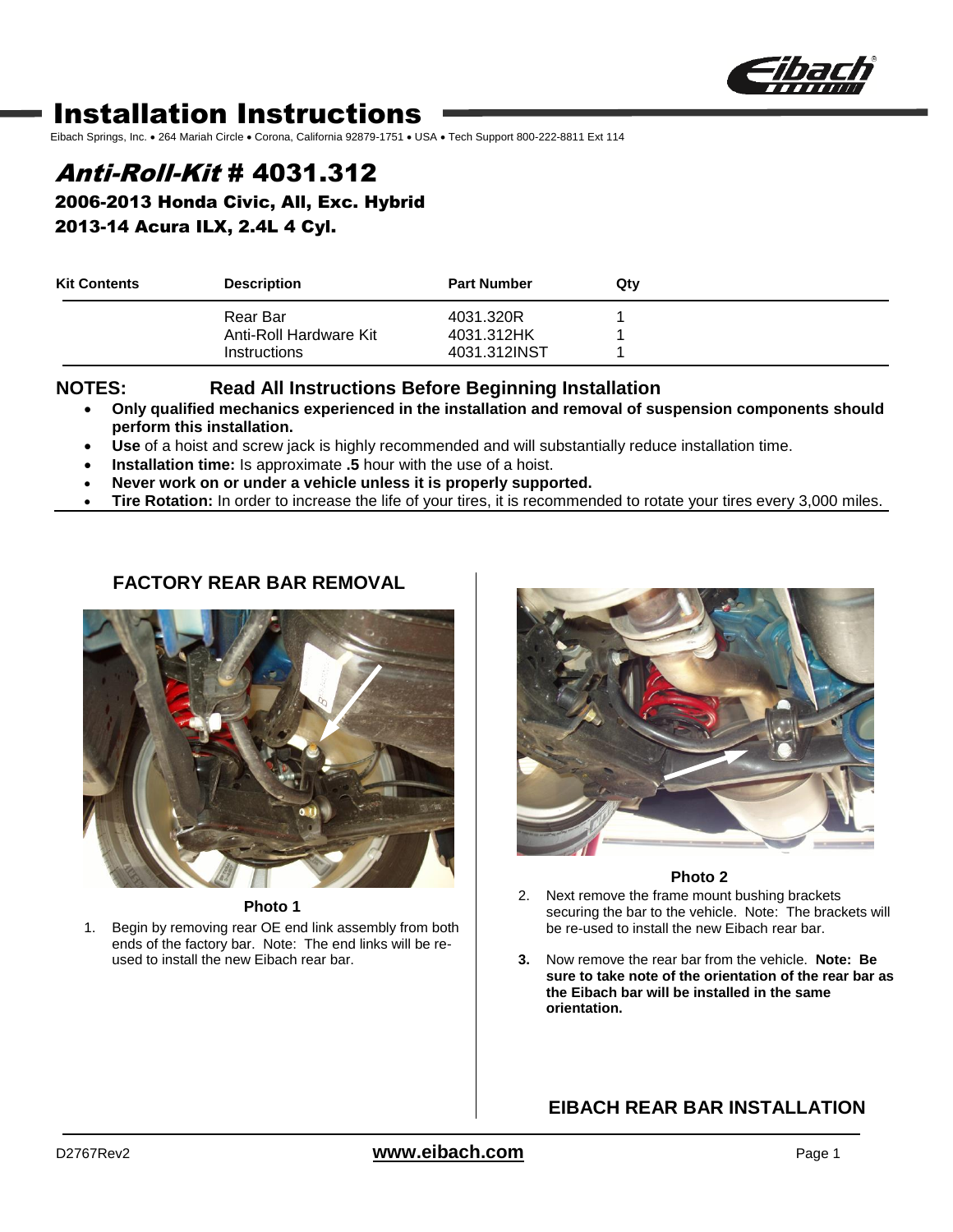# Installation Instructions

Eibach Springs, Inc. • 264 Mariah Circle • Corona, California 92879-1751 • USA • Tech Support 800-222-8811 Ext 114

## *Anti-Roll-Kit* # 4031.312

### 2006-2013 Honda Civic, All, Exc. Hybrid

### 2013-14 Acura ILX, 2.4L 4 Cyl.

| Kit Contents | Description | Part Number | Qty |
|---|---|---|---|
| | Rear Bar | 4031.320R | 1 |
| | Anti-Roll Hardware Kit | 4031.312HK | 1 |
| | Instructions | 4031.312INST | 1 |

**NOTES: Read All Instructions Before Beginning Installation**

- **Only qualified mechanics experienced in the installation and removal of suspension components should perform this installation.**
- **Use** of a hoist and screw jack is highly recommended and will substantially reduce installation time.
- **Installation time:** Is approximate **.5** hour with the use of a hoist.
- **Never work on or under a vehicle unless it is properly supported.**
- **Tire Rotation:** In order to increase the life of your tires, it is recommended to rotate your tires every 3,000 miles.

### FACTORY REAR BAR REMOVAL

**Photo 1**

1. Begin by removing rear OE end link assembly from both ends of the factory bar. Note: The end links will be re-used to install the new Eibach rear bar.

**Photo 2**

2. Next remove the frame mount bushing brackets securing the bar to the vehicle. Note: The brackets will be re-used to install the new Eibach rear bar.
3. Now remove the rear bar from the vehicle. **Note: Be sure to take note of the orientation of the rear bar as the Eibach bar will be installed in the same orientation.**

### EIBACH REAR BAR INSTALLATION

D2767Rev2

**www.eibach.com**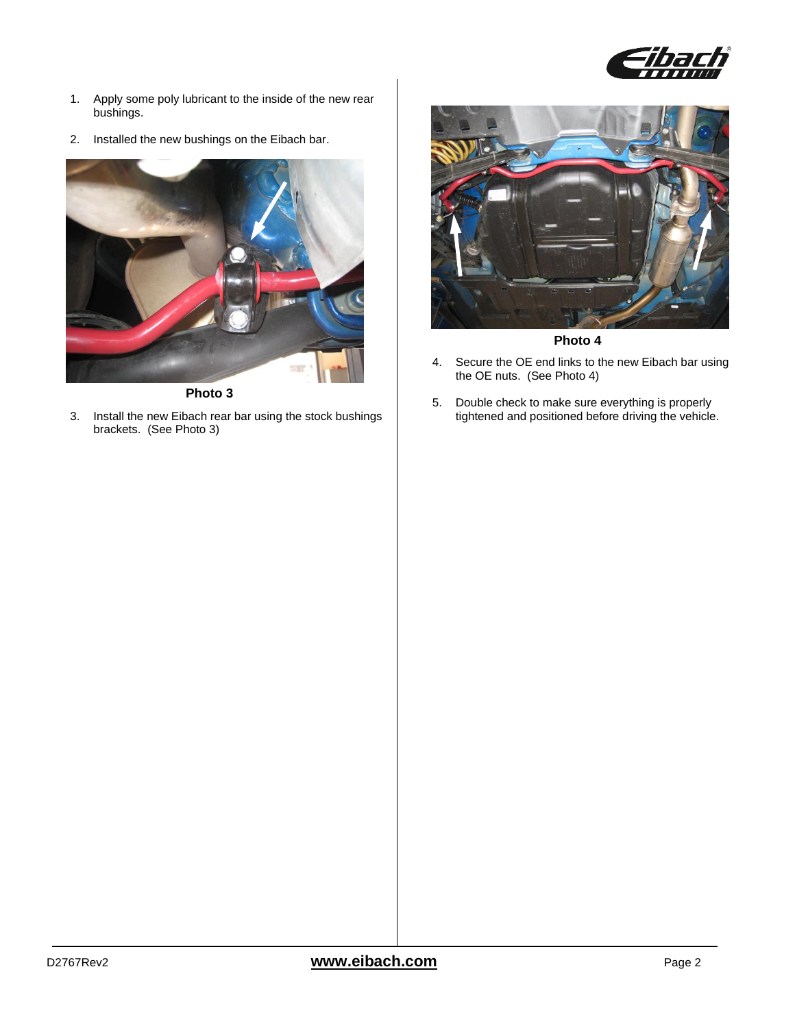1. Apply some poly lubricant to the inside of the new rear bushings.

2. Installed the new bushings on the Eibach bar.

**Photo 3**

3. Install the new Eibach rear bar using the stock bushings brackets. (See Photo 3)

**Photo 4**

4. Secure the OE end links to the new Eibach bar using the OE nuts. (See Photo 4)

5. Double check to make sure everything is properly tightened and positioned before driving the vehicle.